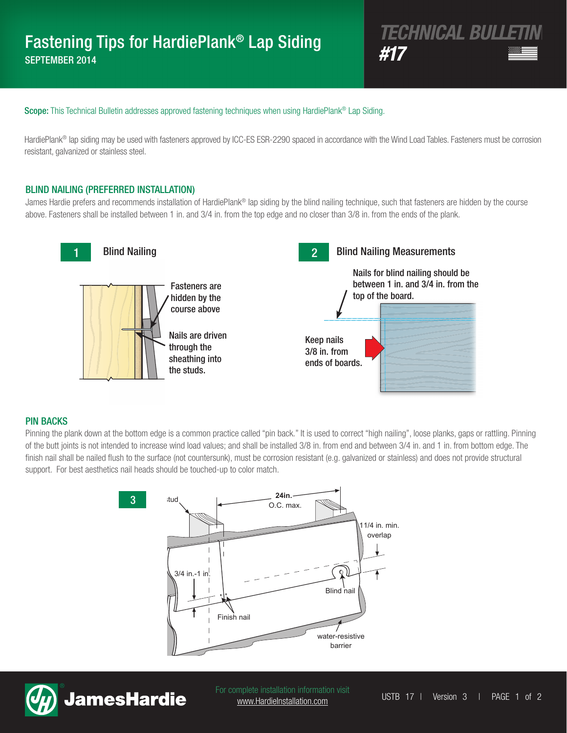# Fastening Tips for HardiePlank® Lap Siding

SEPTEMBER 2014

## TECHNICAL BULLETIN #17

**Scope:** This Technical Bulletin addresses approved fastening techniques when using HardiePlank® Lap Siding.

HardiePlank® lap siding may be used with fasteners approved by ICC-ES ESR-2290 spaced in accordance with the Wind Load Tables. Fasteners must be corrosion resistant, galvanized or stainless steel.

### BLIND NAILING (PREFERRED INSTALLATION)

James Hardie prefers and recommends installation of HardiePlank® lap siding by the blind nailing technique, such that fasteners are hidden by the course above. Fasteners shall be installed between 1 in. and 3/4 in. from the top edge and no closer than 3/8 in. from the ends of the plank.

**1 Blind Nailing**

Fasteners are hidden by the course above

Nails are driven through the sheathing into the studs.

**2 Blind Nailing Measurements**

Nails for blind nailing should be between 1 in. and 3/4 in. from the top of the board.

Keep nails 3/8 in. from ends of boards.

### PIN BACKS

Pinning the plank down at the bottom edge is a common practice called "pin back." It is used to correct "high nailing", loose planks, gaps or rattling. Pinning of the butt joints is not intended to increase wind load values; and shall be installed 3/8 in. from end and between 3/4 in. and 1 in. from bottom edge. The finish nail shall be nailed flush to the surface (not countersunk), must be corrosion resistant (e.g. galvanized or stainless) and does not provide structural support. For best aesthetics nail heads should be touched-up to color match.

**3**

stud

24in. O.C. max.

11/4 in. min. overlap

3/4 in.-1 in.

Blind nail

Finish nail

water-resistive barrier

For complete installation information visit www.HardieInstallation.com

USTB 17 | Version 3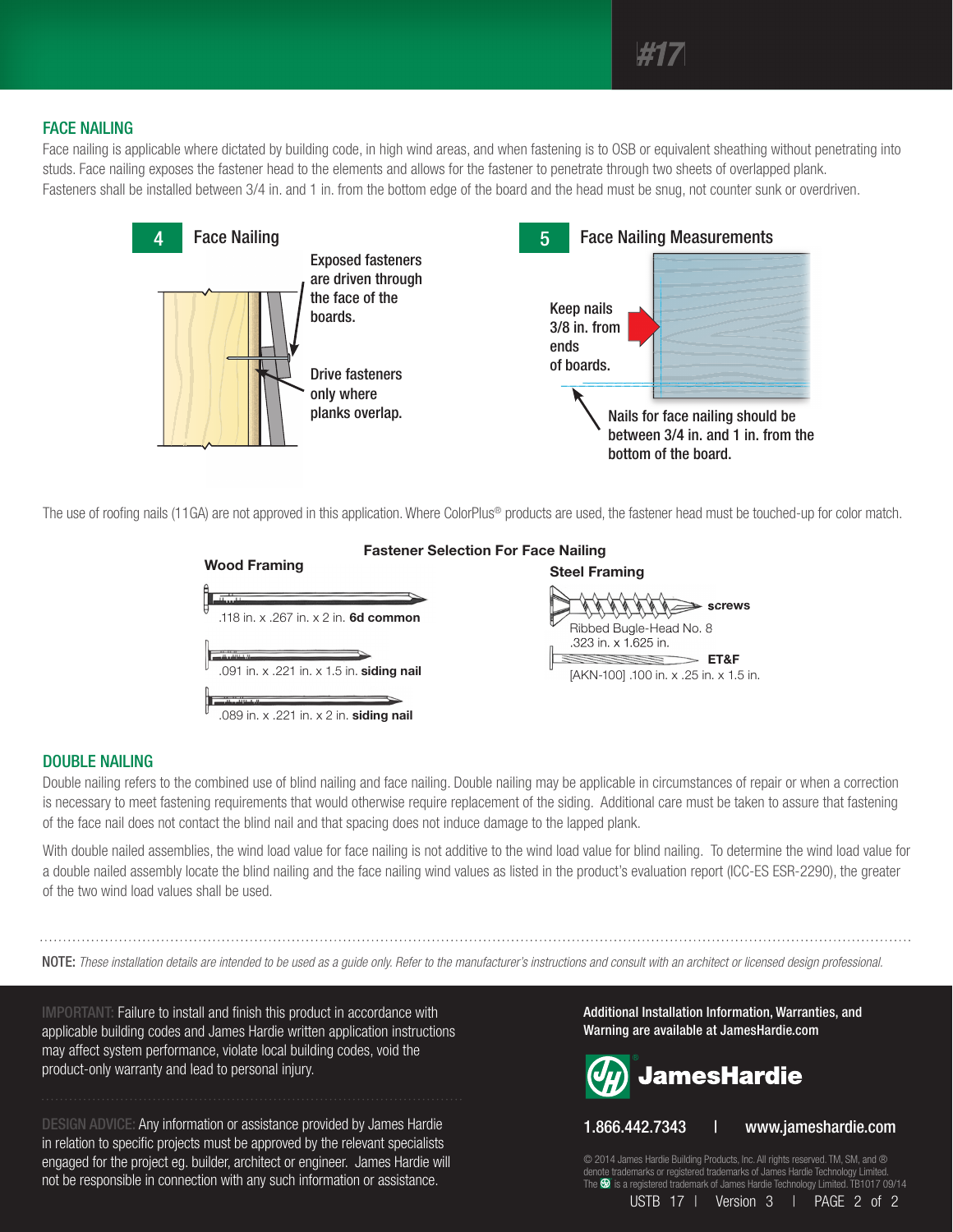## FACE NAILING

Face nailing is applicable where dictated by building code, in high wind areas, and when fastening is to OSB or equivalent sheathing without penetrating into studs. Face nailing exposes the fastener head to the elements and allows for the fastener to penetrate through two sheets of overlapped plank. Fasteners shall be installed between 3/4 in. and 1 in. from the bottom edge of the board and the head must be snug, not counter sunk or overdriven.

**4** Face Nailing

Exposed fasteners are driven through the face of the boards.

Drive fasteners only where planks overlap.

**5** Face Nailing Measurements

Keep nails 3/8 in. from ends of boards.

Nails for face nailing should be between 3/4 in. and 1 in. from the bottom of the board.

The use of roofing nails (11GA) are not approved in this application. Where ColorPlus® products are used, the fastener head must be touched-up for color match.

**Fastener Selection For Face Nailing**

**Wood Framing**

.118 in. x .267 in. x 2 in. **6d common**

.091 in. x .221 in. x 1.5 in. **siding nail**

.089 in. x .221 in. x 2 in. **siding nail**

**Steel Framing**

**screws**

Ribbed Bugle-Head No. 8
.323 in. x 1.625 in.

**ET&F**

[AKN-100] .100 in. x .25 in. x 1.5 in.

## DOUBLE NAILING

Double nailing refers to the combined use of blind nailing and face nailing. Double nailing may be applicable in circumstances of repair or when a correction is necessary to meet fastening requirements that would otherwise require replacement of the siding. Additional care must be taken to assure that fastening of the face nail does not contact the blind nail and that spacing does not induce damage to the lapped plank.

With double nailed assemblies, the wind load value for face nailing is not additive to the wind load value for blind nailing. To determine the wind load value for a double nailed assembly locate the blind nailing and the face nailing wind values as listed in the product's evaluation report (ICC-ES ESR-2290), the greater of the two wind load values shall be used.

**NOTE:** *These installation details are intended to be used as a guide only. Refer to the manufacturer's instructions and consult with an architect or licensed design professional.*

IMPORTANT: Failure to install and finish this product in accordance with applicable building codes and James Hardie written application instructions may affect system performance, violate local building codes, void the product-only warranty and lead to personal injury.

DESIGN ADVICE: Any information or assistance provided by James Hardie in relation to specific projects must be approved by the relevant specialists engaged for the project eg. builder, architect or engineer. James Hardie will not be responsible in connection with any such information or assistance.

Additional Installation Information, Warranties, and Warning are available at JamesHardie.com

JamesHardie

1.866.442.7343 | www.jameshardie.com

© 2014 James Hardie Building Products, Inc. All rights reserved. TM, SM, and ® denote trademarks or registered trademarks of James Hardie Technology Limited. The logo is a registered trademark of James Hardie Technology Limited. TB1017 09/14

USTB 17 | Version 3